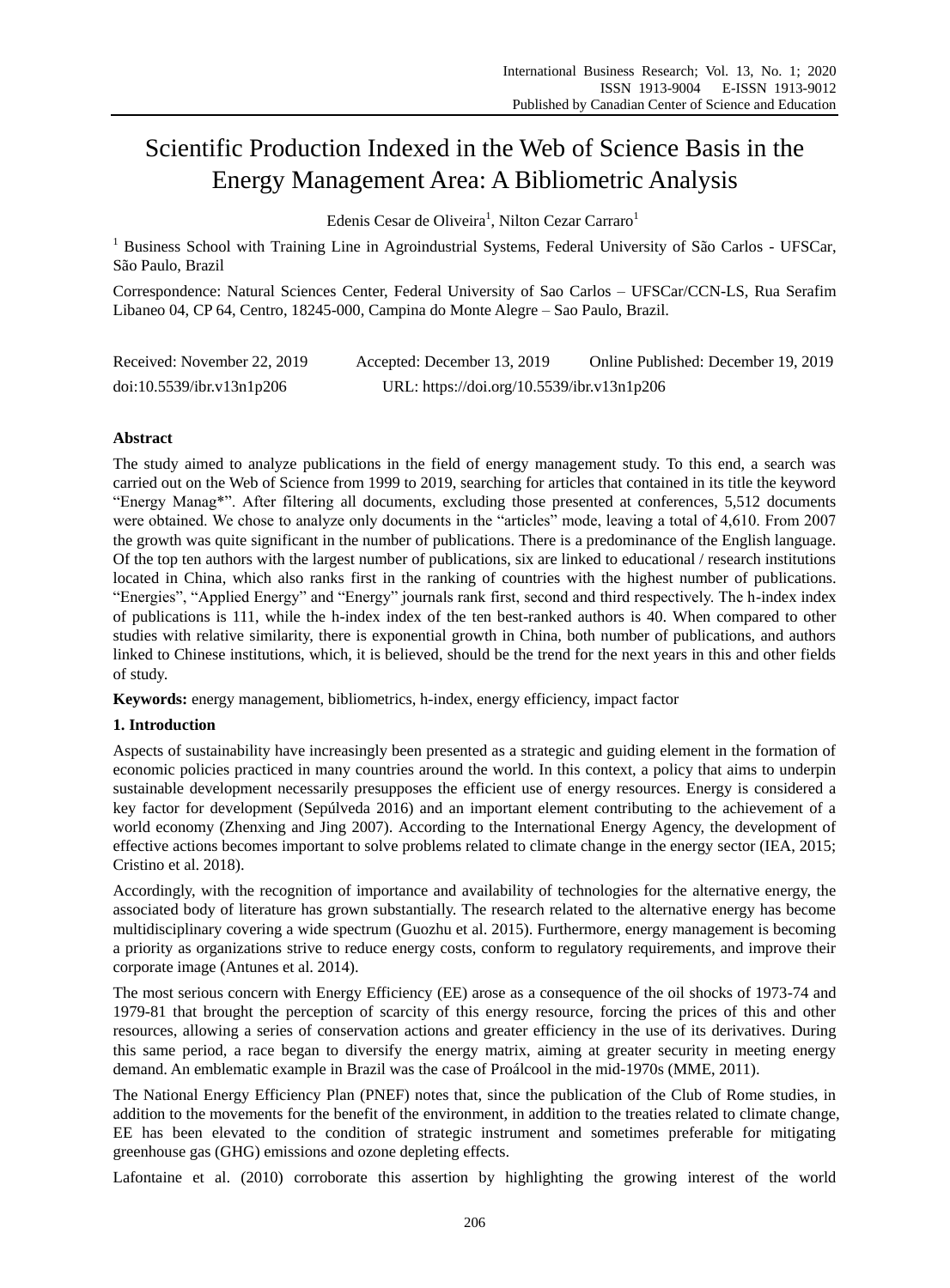# Scientific Production Indexed in the Web of Science Basis in the Energy Management Area: A Bibliometric Analysis

Edenis Cesar de Oliveira[1], Nilton Cezar Carraro[1]

[1] Business School with Training Line in Agroindustrial Systems, Federal University of São Carlos - UFSCar, São Paulo, Brazil

Correspondence: Natural Sciences Center, Federal University of Sao Carlos – UFSCar/CCN-LS, Rua Serafim Libaneo 04, CP 64, Centro, 18245-000, Campina do Monte Alegre – Sao Paulo, Brazil.

Received: November 22, 2019 Accepted: December 13, 2019 Online Published: December 19, 2019

doi:10.5539/ibr.v13n1p206 URL: https://doi.org/10.5539/ibr.v13n1p206

## Abstract

The study aimed to analyze publications in the field of energy management study. To this end, a search was carried out on the Web of Science from 1999 to 2019, searching for articles that contained in its title the keyword "Energy Manag*". After filtering all documents, excluding those presented at conferences, 5,512 documents were obtained. We chose to analyze only documents in the "articles" mode, leaving a total of 4,610. From 2007 the growth was quite significant in the number of publications. There is a predominance of the English language. Of the top ten authors with the largest number of publications, six are linked to educational / research institutions located in China, which also ranks first in the ranking of countries with the highest number of publications. "Energies", "Applied Energy" and "Energy" journals rank first, second and third respectively. The h-index index of publications is 111, while the h-index index of the ten best-ranked authors is 40. When compared to other studies with relative similarity, there is exponential growth in China, both number of publications, and authors linked to Chinese institutions, which, it is believed, should be the trend for the next years in this and other fields of study.

**Keywords:** energy management, bibliometrics, h-index, energy efficiency, impact factor

## 1. Introduction

Aspects of sustainability have increasingly been presented as a strategic and guiding element in the formation of economic policies practiced in many countries around the world. In this context, a policy that aims to underpin sustainable development necessarily presupposes the efficient use of energy resources. Energy is considered a key factor for development (Sepúlveda 2016) and an important element contributing to the achievement of a world economy (Zhenxing and Jing 2007). According to the International Energy Agency, the development of effective actions becomes important to solve problems related to climate change in the energy sector (IEA, 2015; Cristino et al. 2018).

Accordingly, with the recognition of importance and availability of technologies for the alternative energy, the associated body of literature has grown substantially. The research related to the alternative energy has become multidisciplinary covering a wide spectrum (Guozhu et al. 2015). Furthermore, energy management is becoming a priority as organizations strive to reduce energy costs, conform to regulatory requirements, and improve their corporate image (Antunes et al. 2014).

The most serious concern with Energy Efficiency (EE) arose as a consequence of the oil shocks of 1973-74 and 1979-81 that brought the perception of scarcity of this energy resource, forcing the prices of this and other resources, allowing a series of conservation actions and greater efficiency in the use of its derivatives. During this same period, a race began to diversify the energy matrix, aiming at greater security in meeting energy demand. An emblematic example in Brazil was the case of Proálcool in the mid-1970s (MME, 2011).

The National Energy Efficiency Plan (PNEF) notes that, since the publication of the Club of Rome studies, in addition to the movements for the benefit of the environment, in addition to the treaties related to climate change, EE has been elevated to the condition of strategic instrument and sometimes preferable for mitigating greenhouse gas (GHG) emissions and ozone depleting effects.

Lafontaine et al. (2010) corroborate this assertion by highlighting the growing interest of the world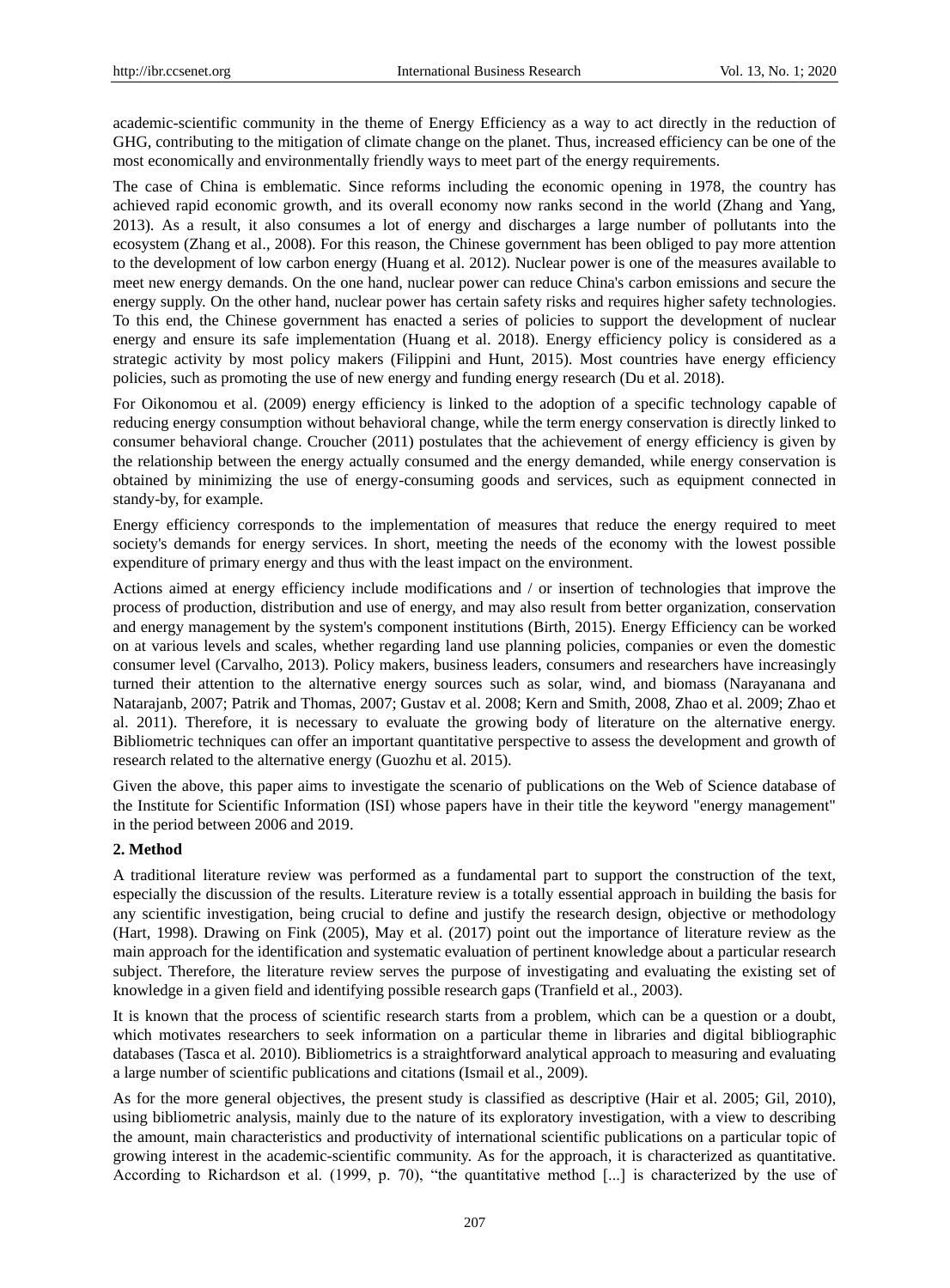academic-scientific community in the theme of Energy Efficiency as a way to act directly in the reduction of GHG, contributing to the mitigation of climate change on the planet. Thus, increased efficiency can be one of the most economically and environmentally friendly ways to meet part of the energy requirements.

The case of China is emblematic. Since reforms including the economic opening in 1978, the country has achieved rapid economic growth, and its overall economy now ranks second in the world (Zhang and Yang, 2013). As a result, it also consumes a lot of energy and discharges a large number of pollutants into the ecosystem (Zhang et al., 2008). For this reason, the Chinese government has been obliged to pay more attention to the development of low carbon energy (Huang et al. 2012). Nuclear power is one of the measures available to meet new energy demands. On the one hand, nuclear power can reduce China's carbon emissions and secure the energy supply. On the other hand, nuclear power has certain safety risks and requires higher safety technologies. To this end, the Chinese government has enacted a series of policies to support the development of nuclear energy and ensure its safe implementation (Huang et al. 2018). Energy efficiency policy is considered as a strategic activity by most policy makers (Filippini and Hunt, 2015). Most countries have energy efficiency policies, such as promoting the use of new energy and funding energy research (Du et al. 2018).

For Oikonomou et al. (2009) energy efficiency is linked to the adoption of a specific technology capable of reducing energy consumption without behavioral change, while the term energy conservation is directly linked to consumer behavioral change. Croucher (2011) postulates that the achievement of energy efficiency is given by the relationship between the energy actually consumed and the energy demanded, while energy conservation is obtained by minimizing the use of energy-consuming goods and services, such as equipment connected in standy-by, for example.

Energy efficiency corresponds to the implementation of measures that reduce the energy required to meet society's demands for energy services. In short, meeting the needs of the economy with the lowest possible expenditure of primary energy and thus with the least impact on the environment.

Actions aimed at energy efficiency include modifications and / or insertion of technologies that improve the process of production, distribution and use of energy, and may also result from better organization, conservation and energy management by the system's component institutions (Birth, 2015). Energy Efficiency can be worked on at various levels and scales, whether regarding land use planning policies, companies or even the domestic consumer level (Carvalho, 2013). Policy makers, business leaders, consumers and researchers have increasingly turned their attention to the alternative energy sources such as solar, wind, and biomass (Narayanana and Natarajanb, 2007; Patrik and Thomas, 2007; Gustav et al. 2008; Kern and Smith, 2008, Zhao et al. 2009; Zhao et al. 2011). Therefore, it is necessary to evaluate the growing body of literature on the alternative energy. Bibliometric techniques can offer an important quantitative perspective to assess the development and growth of research related to the alternative energy (Guozhu et al. 2015).

Given the above, this paper aims to investigate the scenario of publications on the Web of Science database of the Institute for Scientific Information (ISI) whose papers have in their title the keyword "energy management" in the period between 2006 and 2019.

## 2. Method

A traditional literature review was performed as a fundamental part to support the construction of the text, especially the discussion of the results. Literature review is a totally essential approach in building the basis for any scientific investigation, being crucial to define and justify the research design, objective or methodology (Hart, 1998). Drawing on Fink (2005), May et al. (2017) point out the importance of literature review as the main approach for the identification and systematic evaluation of pertinent knowledge about a particular research subject. Therefore, the literature review serves the purpose of investigating and evaluating the existing set of knowledge in a given field and identifying possible research gaps (Tranfield et al., 2003).

It is known that the process of scientific research starts from a problem, which can be a question or a doubt, which motivates researchers to seek information on a particular theme in libraries and digital bibliographic databases (Tasca et al. 2010). Bibliometrics is a straightforward analytical approach to measuring and evaluating a large number of scientific publications and citations (Ismail et al., 2009).

As for the more general objectives, the present study is classified as descriptive (Hair et al. 2005; Gil, 2010), using bibliometric analysis, mainly due to the nature of its exploratory investigation, with a view to describing the amount, main characteristics and productivity of international scientific publications on a particular topic of growing interest in the academic-scientific community. As for the approach, it is characterized as quantitative. According to Richardson et al. (1999, p. 70), "the quantitative method [...] is characterized by the use of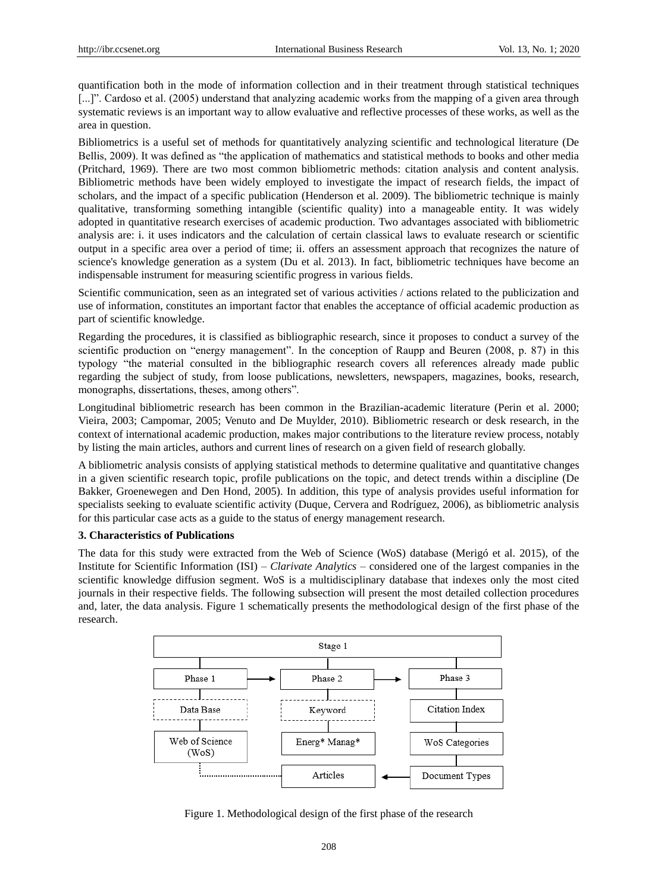quantification both in the mode of information collection and in their treatment through statistical techniques [...]". Cardoso et al. (2005) understand that analyzing academic works from the mapping of a given area through systematic reviews is an important way to allow evaluative and reflective processes of these works, as well as the area in question.

Bibliometrics is a useful set of methods for quantitatively analyzing scientific and technological literature (De Bellis, 2009). It was defined as "the application of mathematics and statistical methods to books and other media (Pritchard, 1969). There are two most common bibliometric methods: citation analysis and content analysis. Bibliometric methods have been widely employed to investigate the impact of research fields, the impact of scholars, and the impact of a specific publication (Henderson et al. 2009). The bibliometric technique is mainly qualitative, transforming something intangible (scientific quality) into a manageable entity. It was widely adopted in quantitative research exercises of academic production. Two advantages associated with bibliometric analysis are: i. it uses indicators and the calculation of certain classical laws to evaluate research or scientific output in a specific area over a period of time; ii. offers an assessment approach that recognizes the nature of science's knowledge generation as a system (Du et al. 2013). In fact, bibliometric techniques have become an indispensable instrument for measuring scientific progress in various fields.

Scientific communication, seen as an integrated set of various activities / actions related to the publicization and use of information, constitutes an important factor that enables the acceptance of official academic production as part of scientific knowledge.

Regarding the procedures, it is classified as bibliographic research, since it proposes to conduct a survey of the scientific production on "energy management". In the conception of Raupp and Beuren (2008, p. 87) in this typology "the material consulted in the bibliographic research covers all references already made public regarding the subject of study, from loose publications, newsletters, newspapers, magazines, books, research, monographs, dissertations, theses, among others".

Longitudinal bibliometric research has been common in the Brazilian-academic literature (Perin et al. 2000; Vieira, 2003; Campomar, 2005; Venuto and De Muylder, 2010). Bibliometric research or desk research, in the context of international academic production, makes major contributions to the literature review process, notably by listing the main articles, authors and current lines of research on a given field of research globally.

A bibliometric analysis consists of applying statistical methods to determine qualitative and quantitative changes in a given scientific research topic, profile publications on the topic, and detect trends within a discipline (De Bakker, Groenewegen and Den Hond, 2005). In addition, this type of analysis provides useful information for specialists seeking to evaluate scientific activity (Duque, Cervera and Rodríguez, 2006), as bibliometric analysis for this particular case acts as a guide to the status of energy management research.

## 3. Characteristics of Publications

The data for this study were extracted from the Web of Science (WoS) database (Merigó et al. 2015), of the Institute for Scientific Information (ISI) – *Clarivate Analytics* – considered one of the largest companies in the scientific knowledge diffusion segment. WoS is a multidisciplinary database that indexes only the most cited journals in their respective fields. The following subsection will present the most detailed collection procedures and, later, the data analysis. Figure 1 schematically presents the methodological design of the first phase of the research.

Stage 1

| Phase 1 | Phase 2 | Phase 3 |
|---|---|---|
| Data Base | Keyword | Citation Index |
| Web of Science (WoS) | Energ* Manag* | WoS Categories |
| | Articles | Document Types |

Figure 1. Methodological design of the first phase of the research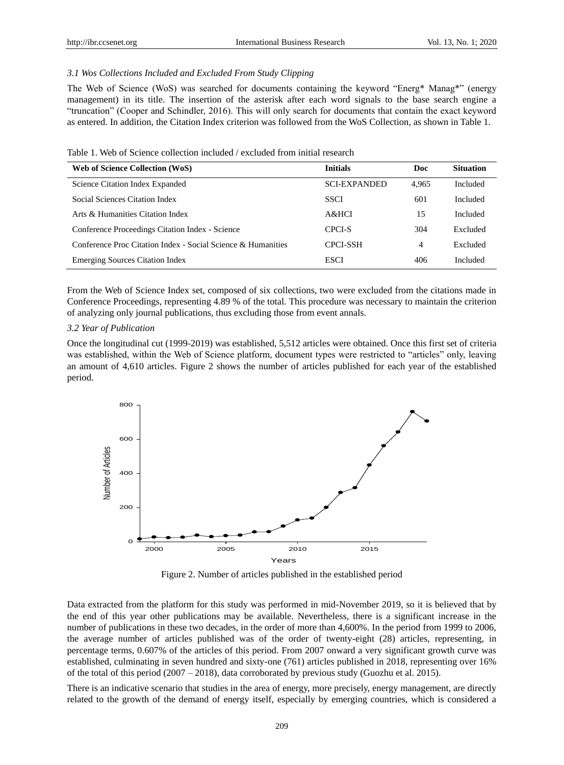### 3.1 Wos Collections Included and Excluded From Study Clipping

The Web of Science (WoS) was searched for documents containing the keyword "Energ* Manag*" (energy management) in its title. The insertion of the asterisk after each word signals to the base search engine a "truncation" (Cooper and Schindler, 2016). This will only search for documents that contain the exact keyword as entered. In addition, the Citation Index criterion was followed from the WoS Collection, as shown in Table 1.

Table 1. Web of Science collection included / excluded from initial research

| Web of Science Collection (WoS) | Initials | Doc | Situation |
|---|---|---|---|
| Science Citation Index Expanded | SCI-EXPANDED | 4,965 | Included |
| Social Sciences Citation Index | SSCI | 601 | Included |
| Arts & Humanities Citation Index | A&HCI | 15 | Included |
| Conference Proceedings Citation Index - Science | CPCI-S | 304 | Excluded |
| Conference Proc Citation Index - Social Science & Humanities | CPCI-SSH | 4 | Excluded |
| Emerging Sources Citation Index | ESCI | 406 | Included |

From the Web of Science Index set, composed of six collections, two were excluded from the citations made in Conference Proceedings, representing 4.89 % of the total. This procedure was necessary to maintain the criterion of analyzing only journal publications, thus excluding those from event annals.

### 3.2 Year of Publication

Once the longitudinal cut (1999-2019) was established, 5,512 articles were obtained. Once this first set of criteria was established, within the Web of Science platform, document types were restricted to "articles" only, leaving an amount of 4,610 articles. Figure 2 shows the number of articles published for each year of the established period.

Figure 2. Number of articles published in the established period

Data extracted from the platform for this study was performed in mid-November 2019, so it is believed that by the end of this year other publications may be available. Nevertheless, there is a significant increase in the number of publications in these two decades, in the order of more than 4,600%. In the period from 1999 to 2006, the average number of articles published was of the order of twenty-eight (28) articles, representing, in percentage terms, 0.607% of the articles of this period. From 2007 onward a very significant growth curve was established, culminating in seven hundred and sixty-one (761) articles published in 2018, representing over 16% of the total of this period (2007 – 2018), data corroborated by previous study (Guozhu et al. 2015).

There is an indicative scenario that studies in the area of energy, more precisely, energy management, are directly related to the growth of the demand of energy itself, especially by emerging countries, which is considered a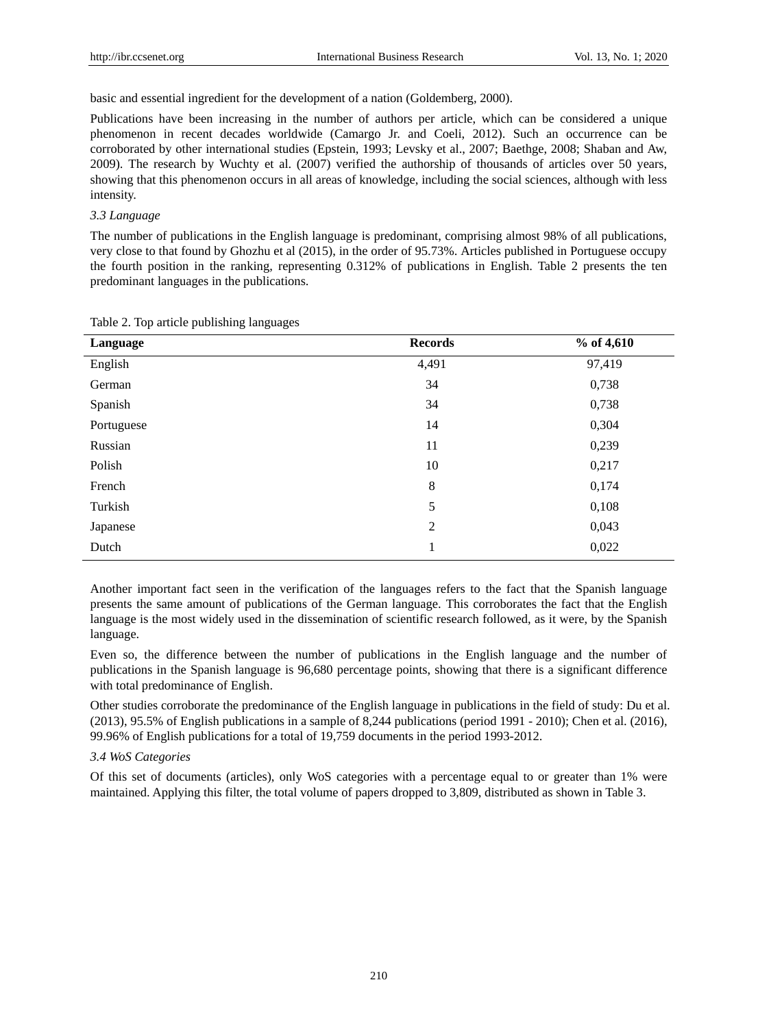basic and essential ingredient for the development of a nation (Goldemberg, 2000).

Publications have been increasing in the number of authors per article, which can be considered a unique phenomenon in recent decades worldwide (Camargo Jr. and Coeli, 2012). Such an occurrence can be corroborated by other international studies (Epstein, 1993; Levsky et al., 2007; Baethge, 2008; Shaban and Aw, 2009). The research by Wuchty et al. (2007) verified the authorship of thousands of articles over 50 years, showing that this phenomenon occurs in all areas of knowledge, including the social sciences, although with less intensity.

### *3.3 Language*

The number of publications in the English language is predominant, comprising almost 98% of all publications, very close to that found by Ghozhu et al (2015), in the order of 95.73%. Articles published in Portuguese occupy the fourth position in the ranking, representing 0.312% of publications in English. Table 2 presents the ten predominant languages in the publications.

Table 2. Top article publishing languages

| Language | Records | % of 4,610 |
|---|---|---|
| English | 4,491 | 97,419 |
| German | 34 | 0,738 |
| Spanish | 34 | 0,738 |
| Portuguese | 14 | 0,304 |
| Russian | 11 | 0,239 |
| Polish | 10 | 0,217 |
| French | 8 | 0,174 |
| Turkish | 5 | 0,108 |
| Japanese | 2 | 0,043 |
| Dutch | 1 | 0,022 |

Another important fact seen in the verification of the languages refers to the fact that the Spanish language presents the same amount of publications of the German language. This corroborates the fact that the English language is the most widely used in the dissemination of scientific research followed, as it were, by the Spanish language.

Even so, the difference between the number of publications in the English language and the number of publications in the Spanish language is 96,680 percentage points, showing that there is a significant difference with total predominance of English.

Other studies corroborate the predominance of the English language in publications in the field of study: Du et al. (2013), 95.5% of English publications in a sample of 8,244 publications (period 1991 - 2010); Chen et al. (2016), 99.96% of English publications for a total of 19,759 documents in the period 1993-2012.

### *3.4 WoS Categories*

Of this set of documents (articles), only WoS categories with a percentage equal to or greater than 1% were maintained. Applying this filter, the total volume of papers dropped to 3,809, distributed as shown in Table 3.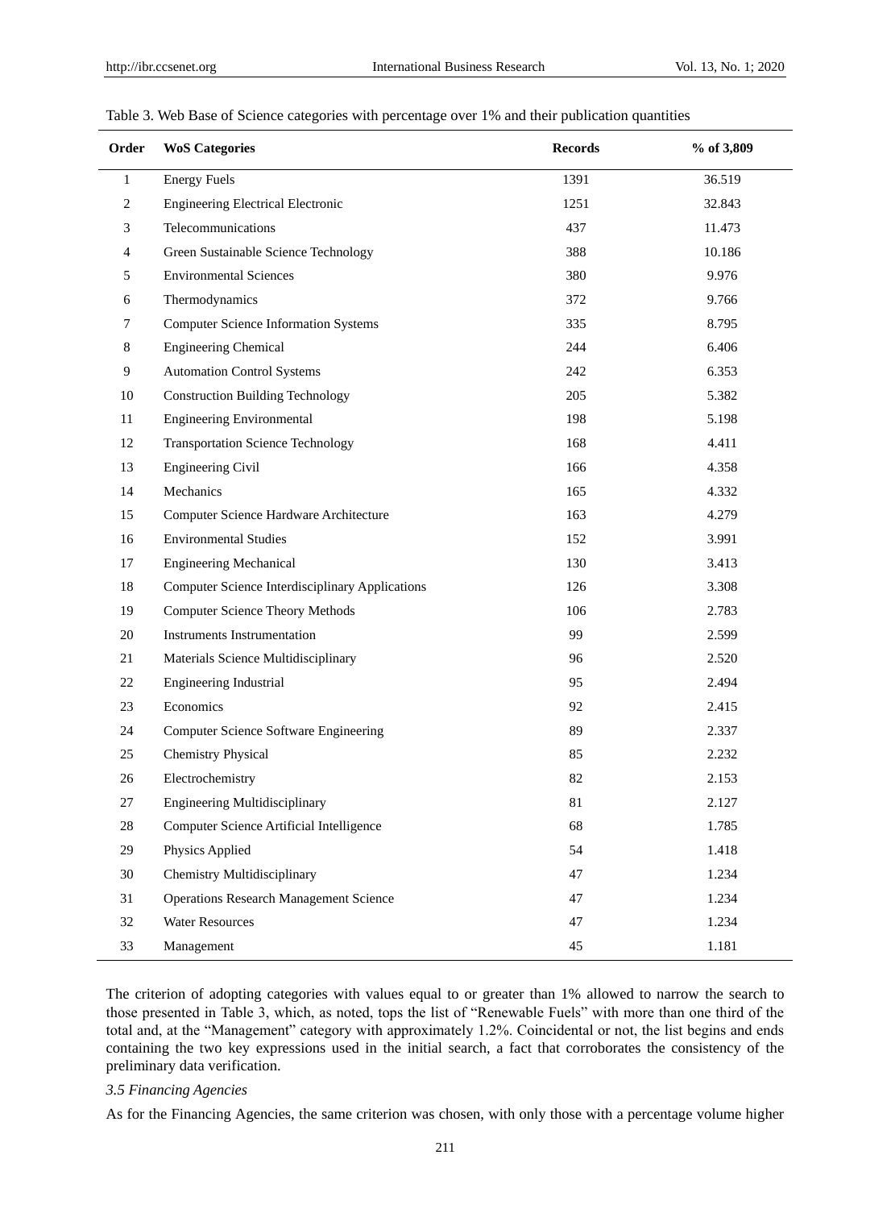Table 3. Web Base of Science categories with percentage over 1% and their publication quantities

| Order | WoS Categories | Records | % of 3,809 |
|---|---|---|---|
| 1 | Energy Fuels | 1391 | 36.519 |
| 2 | Engineering Electrical Electronic | 1251 | 32.843 |
| 3 | Telecommunications | 437 | 11.473 |
| 4 | Green Sustainable Science Technology | 388 | 10.186 |
| 5 | Environmental Sciences | 380 | 9.976 |
| 6 | Thermodynamics | 372 | 9.766 |
| 7 | Computer Science Information Systems | 335 | 8.795 |
| 8 | Engineering Chemical | 244 | 6.406 |
| 9 | Automation Control Systems | 242 | 6.353 |
| 10 | Construction Building Technology | 205 | 5.382 |
| 11 | Engineering Environmental | 198 | 5.198 |
| 12 | Transportation Science Technology | 168 | 4.411 |
| 13 | Engineering Civil | 166 | 4.358 |
| 14 | Mechanics | 165 | 4.332 |
| 15 | Computer Science Hardware Architecture | 163 | 4.279 |
| 16 | Environmental Studies | 152 | 3.991 |
| 17 | Engineering Mechanical | 130 | 3.413 |
| 18 | Computer Science Interdisciplinary Applications | 126 | 3.308 |
| 19 | Computer Science Theory Methods | 106 | 2.783 |
| 20 | Instruments Instrumentation | 99 | 2.599 |
| 21 | Materials Science Multidisciplinary | 96 | 2.520 |
| 22 | Engineering Industrial | 95 | 2.494 |
| 23 | Economics | 92 | 2.415 |
| 24 | Computer Science Software Engineering | 89 | 2.337 |
| 25 | Chemistry Physical | 85 | 2.232 |
| 26 | Electrochemistry | 82 | 2.153 |
| 27 | Engineering Multidisciplinary | 81 | 2.127 |
| 28 | Computer Science Artificial Intelligence | 68 | 1.785 |
| 29 | Physics Applied | 54 | 1.418 |
| 30 | Chemistry Multidisciplinary | 47 | 1.234 |
| 31 | Operations Research Management Science | 47 | 1.234 |
| 32 | Water Resources | 47 | 1.234 |
| 33 | Management | 45 | 1.181 |

The criterion of adopting categories with values equal to or greater than 1% allowed to narrow the search to those presented in Table 3, which, as noted, tops the list of "Renewable Fuels" with more than one third of the total and, at the "Management" category with approximately 1.2%. Coincidental or not, the list begins and ends containing the two key expressions used in the initial search, a fact that corroborates the consistency of the preliminary data verification.

### *3.5 Financing Agencies*

As for the Financing Agencies, the same criterion was chosen, with only those with a percentage volume higher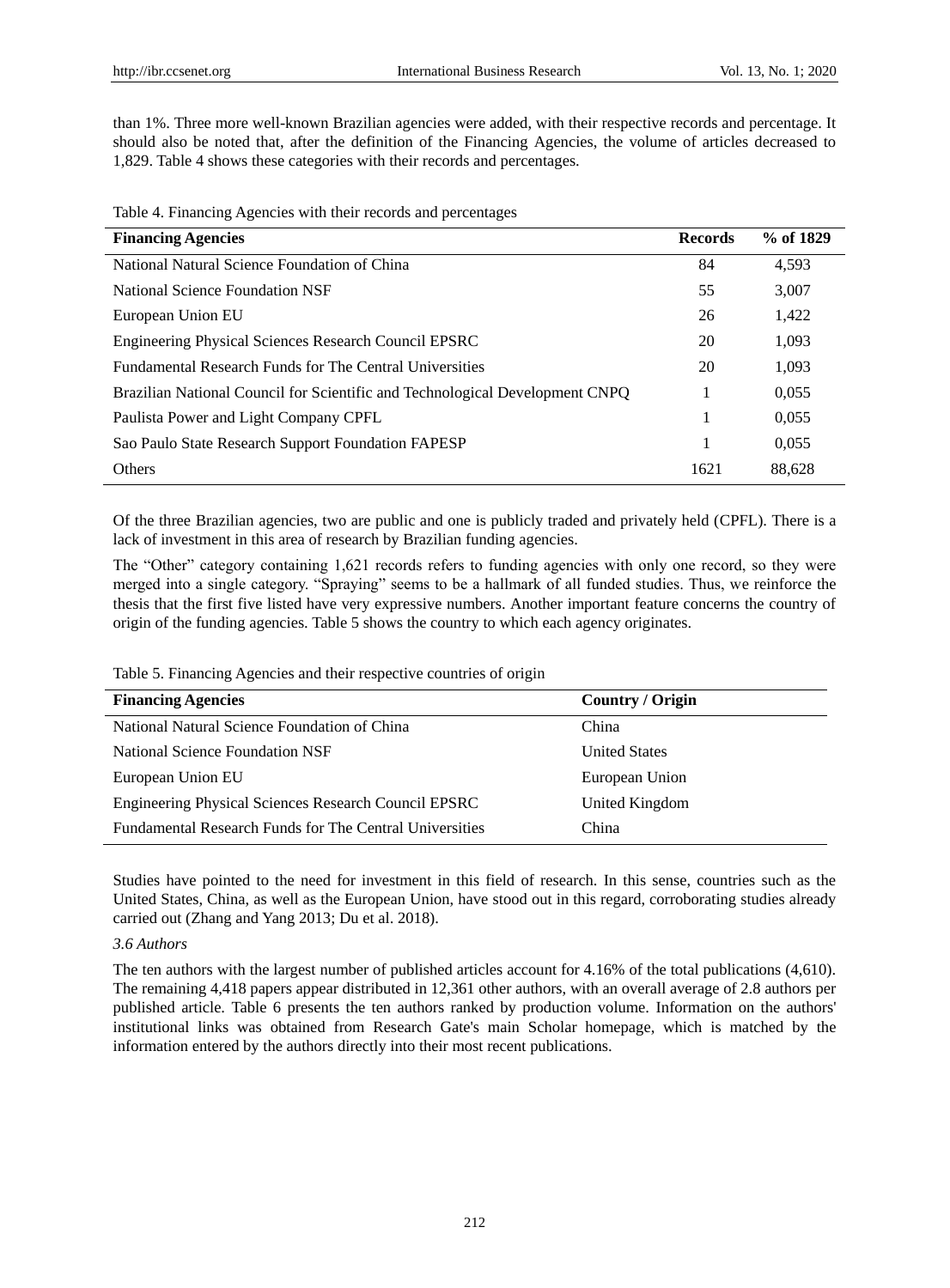than 1%. Three more well-known Brazilian agencies were added, with their respective records and percentage. It should also be noted that, after the definition of the Financing Agencies, the volume of articles decreased to 1,829. Table 4 shows these categories with their records and percentages.

Table 4. Financing Agencies with their records and percentages

| Financing Agencies | Records | % of 1829 |
|---|---|---|
| National Natural Science Foundation of China | 84 | 4,593 |
| National Science Foundation NSF | 55 | 3,007 |
| European Union EU | 26 | 1,422 |
| Engineering Physical Sciences Research Council EPSRC | 20 | 1,093 |
| Fundamental Research Funds for The Central Universities | 20 | 1,093 |
| Brazilian National Council for Scientific and Technological Development CNPQ | 1 | 0,055 |
| Paulista Power and Light Company CPFL | 1 | 0,055 |
| Sao Paulo State Research Support Foundation FAPESP | 1 | 0,055 |
| Others | 1621 | 88,628 |

Of the three Brazilian agencies, two are public and one is publicly traded and privately held (CPFL). There is a lack of investment in this area of research by Brazilian funding agencies.

The "Other" category containing 1,621 records refers to funding agencies with only one record, so they were merged into a single category. "Spraying" seems to be a hallmark of all funded studies. Thus, we reinforce the thesis that the first five listed have very expressive numbers. Another important feature concerns the country of origin of the funding agencies. Table 5 shows the country to which each agency originates.

Table 5. Financing Agencies and their respective countries of origin

| Financing Agencies | Country / Origin |
|---|---|
| National Natural Science Foundation of China | China |
| National Science Foundation NSF | United States |
| European Union EU | European Union |
| Engineering Physical Sciences Research Council EPSRC | United Kingdom |
| Fundamental Research Funds for The Central Universities | China |

Studies have pointed to the need for investment in this field of research. In this sense, countries such as the United States, China, as well as the European Union, have stood out in this regard, corroborating studies already carried out (Zhang and Yang 2013; Du et al. 2018).

### *3.6 Authors*

The ten authors with the largest number of published articles account for 4.16% of the total publications (4,610). The remaining 4,418 papers appear distributed in 12,361 other authors, with an overall average of 2.8 authors per published article. Table 6 presents the ten authors ranked by production volume. Information on the authors' institutional links was obtained from Research Gate's main Scholar homepage, which is matched by the information entered by the authors directly into their most recent publications.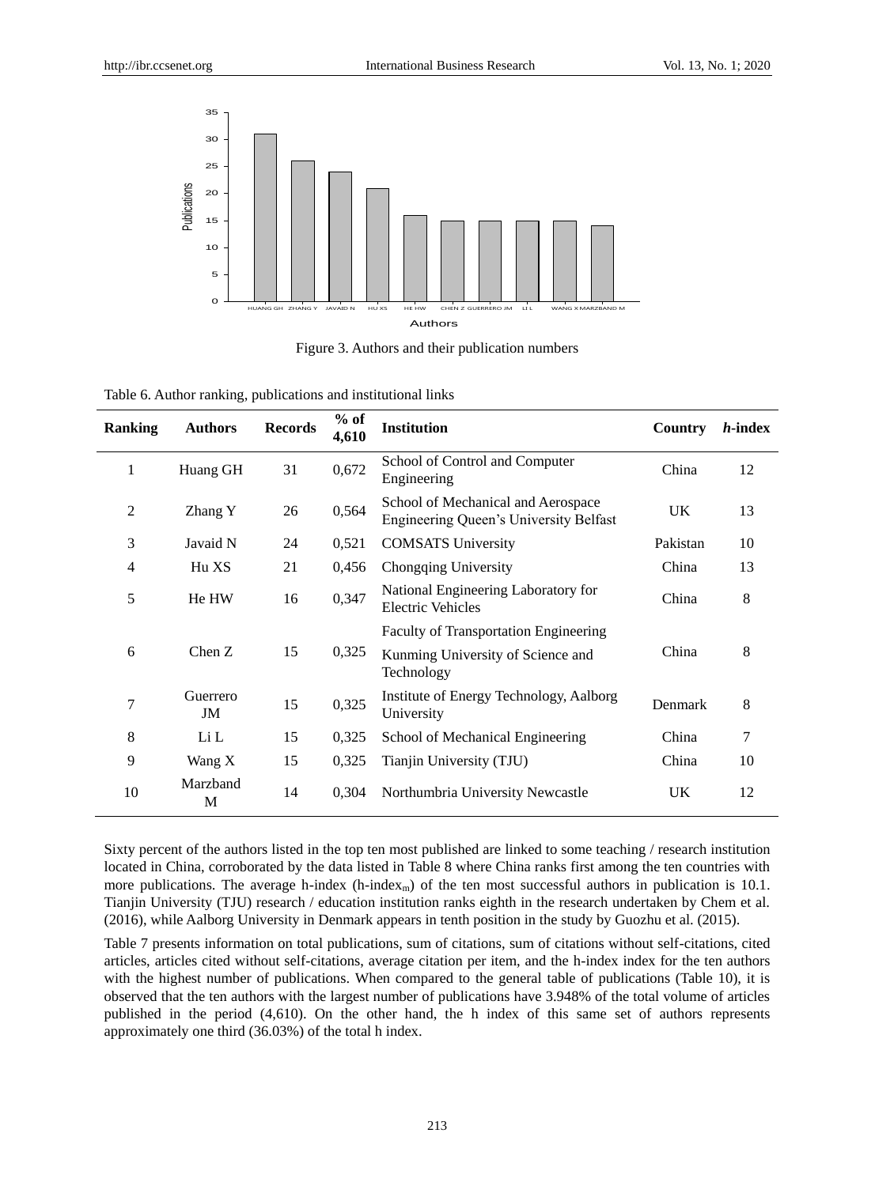Figure 3. Authors and their publication numbers

Table 6. Author ranking, publications and institutional links

| Ranking | Authors | Records | % of 4,610 | Institution | Country | *h*-index |
|---|---|---|---|---|---|---|
| 1 | Huang GH | 31 | 0,672 | School of Control and Computer Engineering | China | 12 |
| 2 | Zhang Y | 26 | 0,564 | School of Mechanical and Aerospace Engineering Queen's University Belfast | UK | 13 |
| 3 | Javaid N | 24 | 0,521 | COMSATS University | Pakistan | 10 |
| 4 | Hu XS | 21 | 0,456 | Chongqing University | China | 13 |
| 5 | He HW | 16 | 0,347 | National Engineering Laboratory for Electric Vehicles | China | 8 |
| 6 | Chen Z | 15 | 0,325 | Faculty of Transportation Engineering Kunming University of Science and Technology | China | 8 |
| 7 | Guerrero JM | 15 | 0,325 | Institute of Energy Technology, Aalborg University | Denmark | 8 |
| 8 | Li L | 15 | 0,325 | School of Mechanical Engineering | China | 7 |
| 9 | Wang X | 15 | 0,325 | Tianjin University (TJU) | China | 10 |
| 10 | Marzband M | 14 | 0,304 | Northumbria University Newcastle | UK | 12 |

Sixty percent of the authors listed in the top ten most published are linked to some teaching / research institution located in China, corroborated by the data listed in Table 8 where China ranks first among the ten countries with more publications. The average h-index (h-index$_m$) of the ten most successful authors in publication is 10.1. Tianjin University (TJU) research / education institution ranks eighth in the research undertaken by Chem et al. (2016), while Aalborg University in Denmark appears in tenth position in the study by Guozhu et al. (2015).

Table 7 presents information on total publications, sum of citations, sum of citations without self-citations, cited articles, articles cited without self-citations, average citation per item, and the h-index index for the ten authors with the highest number of publications. When compared to the general table of publications (Table 10), it is observed that the ten authors with the largest number of publications have 3.948% of the total volume of articles published in the period (4,610). On the other hand, the h index of this same set of authors represents approximately one third (36.03%) of the total h index.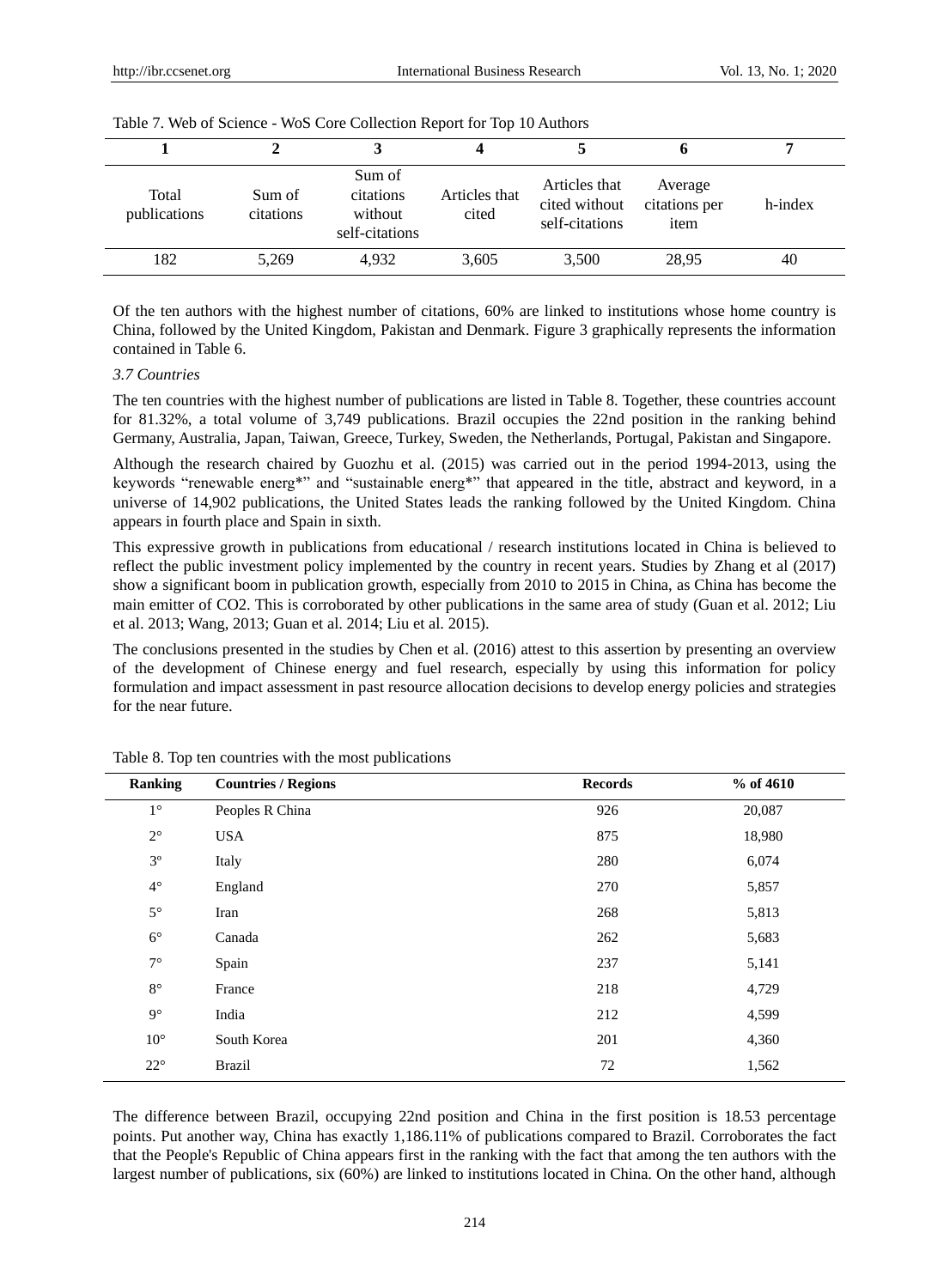Table 7. Web of Science - WoS Core Collection Report for Top 10 Authors

| 1 | 2 | 3 | 4 | 5 | 6 | 7 |
|---|---|---|---|---|---|---|
| Total publications | Sum of citations | Sum of citations without self-citations | Articles that cited | Articles that cited without self-citations | Average citations per item | h-index |
| 182 | 5,269 | 4,932 | 3,605 | 3,500 | 28,95 | 40 |

Of the ten authors with the highest number of citations, 60% are linked to institutions whose home country is China, followed by the United Kingdom, Pakistan and Denmark. Figure 3 graphically represents the information contained in Table 6.

### *3.7 Countries*

The ten countries with the highest number of publications are listed in Table 8. Together, these countries account for 81.32%, a total volume of 3,749 publications. Brazil occupies the 22nd position in the ranking behind Germany, Australia, Japan, Taiwan, Greece, Turkey, Sweden, the Netherlands, Portugal, Pakistan and Singapore.

Although the research chaired by Guozhu et al. (2015) was carried out in the period 1994-2013, using the keywords "renewable energ*" and "sustainable energ*" that appeared in the title, abstract and keyword, in a universe of 14,902 publications, the United States leads the ranking followed by the United Kingdom. China appears in fourth place and Spain in sixth.

This expressive growth in publications from educational / research institutions located in China is believed to reflect the public investment policy implemented by the country in recent years. Studies by Zhang et al (2017) show a significant boom in publication growth, especially from 2010 to 2015 in China, as China has become the main emitter of $CO_2$. This is corroborated by other publications in the same area of study (Guan et al. 2012; Liu et al. 2013; Wang, 2013; Guan et al. 2014; Liu et al. 2015).

The conclusions presented in the studies by Chen et al. (2016) attest to this assertion by presenting an overview of the development of Chinese energy and fuel research, especially by using this information for policy formulation and impact assessment in past resource allocation decisions to develop energy policies and strategies for the near future.

Table 8. Top ten countries with the most publications

| Ranking | Countries / Regions | Records | % of 4610 |
|---|---|---|---|
| 1° | Peoples R China | 926 | 20,087 |
| 2° | USA | 875 | 18,980 |
| 3º | Italy | 280 | 6,074 |
| 4° | England | 270 | 5,857 |
| 5° | Iran | 268 | 5,813 |
| 6° | Canada | 262 | 5,683 |
| 7° | Spain | 237 | 5,141 |
| 8° | France | 218 | 4,729 |
| 9° | India | 212 | 4,599 |
| 10° | South Korea | 201 | 4,360 |
| 22° | Brazil | 72 | 1,562 |

The difference between Brazil, occupying 22nd position and China in the first position is 18.53 percentage points. Put another way, China has exactly 1,186.11% of publications compared to Brazil. Corroborates the fact that the People's Republic of China appears first in the ranking with the fact that among the ten authors with the largest number of publications, six (60%) are linked to institutions located in China. On the other hand, although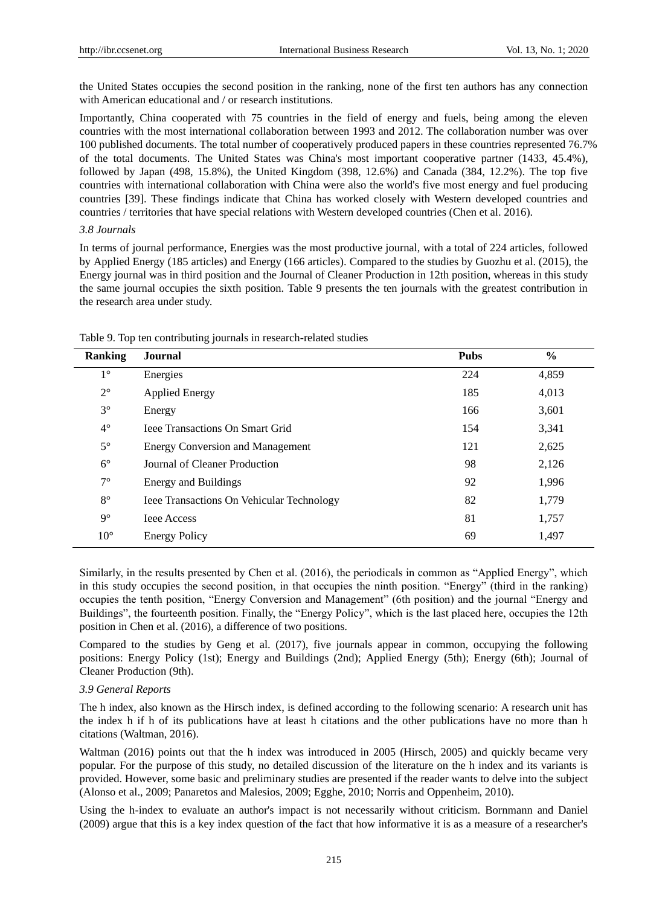the United States occupies the second position in the ranking, none of the first ten authors has any connection with American educational and / or research institutions.

Importantly, China cooperated with 75 countries in the field of energy and fuels, being among the eleven countries with the most international collaboration between 1993 and 2012. The collaboration number was over 100 published documents. The total number of cooperatively produced papers in these countries represented 76.7% of the total documents. The United States was China's most important cooperative partner (1433, 45.4%), followed by Japan (498, 15.8%), the United Kingdom (398, 12.6%) and Canada (384, 12.2%). The top five countries with international collaboration with China were also the world's five most energy and fuel producing countries [39]. These findings indicate that China has worked closely with Western developed countries and countries / territories that have special relations with Western developed countries (Chen et al. 2016).

### *3.8 Journals*

In terms of journal performance, Energies was the most productive journal, with a total of 224 articles, followed by Applied Energy (185 articles) and Energy (166 articles). Compared to the studies by Guozhu et al. (2015), the Energy journal was in third position and the Journal of Cleaner Production in 12th position, whereas in this study the same journal occupies the sixth position. Table 9 presents the ten journals with the greatest contribution in the research area under study.

Table 9. Top ten contributing journals in research-related studies

| Ranking | Journal | Pubs | % |
|---|---|---|---|
| 1° | Energies | 224 | 4,859 |
| 2° | Applied Energy | 185 | 4,013 |
| 3° | Energy | 166 | 3,601 |
| 4° | Ieee Transactions On Smart Grid | 154 | 3,341 |
| 5° | Energy Conversion and Management | 121 | 2,625 |
| 6° | Journal of Cleaner Production | 98 | 2,126 |
| 7° | Energy and Buildings | 92 | 1,996 |
| 8° | Ieee Transactions On Vehicular Technology | 82 | 1,779 |
| 9° | Ieee Access | 81 | 1,757 |
| 10° | Energy Policy | 69 | 1,497 |

Similarly, in the results presented by Chen et al. (2016), the periodicals in common as "Applied Energy", which in this study occupies the second position, in that occupies the ninth position. "Energy" (third in the ranking) occupies the tenth position, "Energy Conversion and Management" (6th position) and the journal "Energy and Buildings", the fourteenth position. Finally, the "Energy Policy", which is the last placed here, occupies the 12th position in Chen et al. (2016), a difference of two positions.

Compared to the studies by Geng et al. (2017), five journals appear in common, occupying the following positions: Energy Policy (1st); Energy and Buildings (2nd); Applied Energy (5th); Energy (6th); Journal of Cleaner Production (9th).

### *3.9 General Reports*

The h index, also known as the Hirsch index, is defined according to the following scenario: A research unit has the index h if h of its publications have at least h citations and the other publications have no more than h citations (Waltman, 2016).

Waltman (2016) points out that the h index was introduced in 2005 (Hirsch, 2005) and quickly became very popular. For the purpose of this study, no detailed discussion of the literature on the h index and its variants is provided. However, some basic and preliminary studies are presented if the reader wants to delve into the subject (Alonso et al., 2009; Panaretos and Malesios, 2009; Egghe, 2010; Norris and Oppenheim, 2010).

Using the h-index to evaluate an author's impact is not necessarily without criticism. Bornmann and Daniel (2009) argue that this is a key index question of the fact that how informative it is as a measure of a researcher's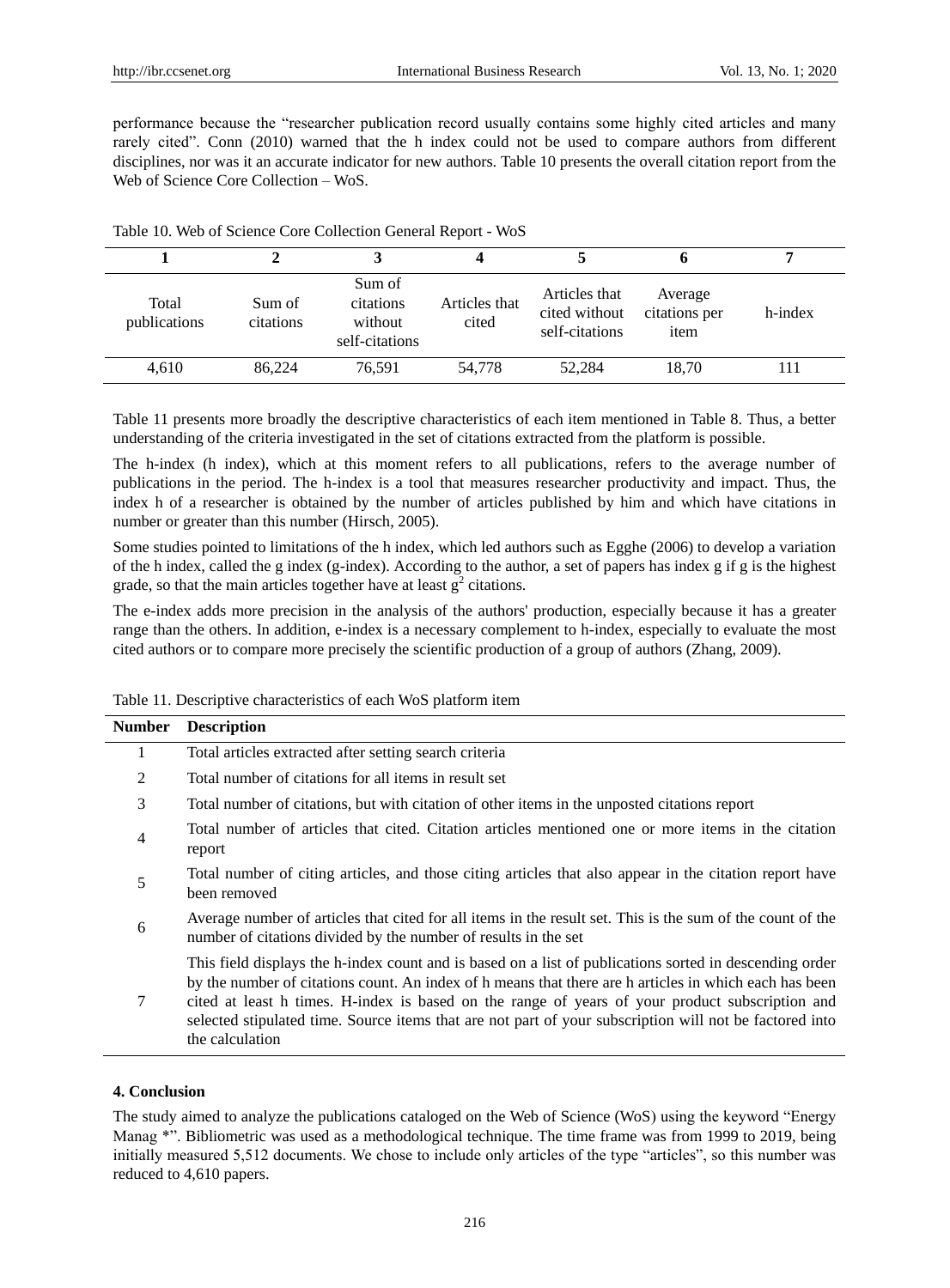performance because the "researcher publication record usually contains some highly cited articles and many rarely cited". Conn (2010) warned that the h index could not be used to compare authors from different disciplines, nor was it an accurate indicator for new authors. Table 10 presents the overall citation report from the Web of Science Core Collection – WoS.

Table 10. Web of Science Core Collection General Report - WoS

| 1 | 2 | 3 | 4 | 5 | 6 | 7 |
|---|---|---|---|---|---|---|
| Total publications | Sum of citations | Sum of citations without self-citations | Articles that cited | Articles that cited without self-citations | Average citations per item | h-index |
| 4,610 | 86,224 | 76,591 | 54,778 | 52,284 | 18,70 | 111 |

Table 11 presents more broadly the descriptive characteristics of each item mentioned in Table 8. Thus, a better understanding of the criteria investigated in the set of citations extracted from the platform is possible.

The h-index (h index), which at this moment refers to all publications, refers to the average number of publications in the period. The h-index is a tool that measures researcher productivity and impact. Thus, the index h of a researcher is obtained by the number of articles published by him and which have citations in number or greater than this number (Hirsch, 2005).

Some studies pointed to limitations of the h index, which led authors such as Egghe (2006) to develop a variation of the h index, called the g index (g-index). According to the author, a set of papers has index g if g is the highest grade, so that the main articles together have at least $g^2$ citations.

The e-index adds more precision in the analysis of the authors' production, especially because it has a greater range than the others. In addition, e-index is a necessary complement to h-index, especially to evaluate the most cited authors or to compare more precisely the scientific production of a group of authors (Zhang, 2009).

Table 11. Descriptive characteristics of each WoS platform item

| Number | Description |
|---|---|
| 1 | Total articles extracted after setting search criteria |
| 2 | Total number of citations for all items in result set |
| 3 | Total number of citations, but with citation of other items in the unposted citations report |
| 4 | Total number of articles that cited. Citation articles mentioned one or more items in the citation report |
| 5 | Total number of citing articles, and those citing articles that also appear in the citation report have been removed |
| 6 | Average number of articles that cited for all items in the result set. This is the sum of the count of the number of citations divided by the number of results in the set |
| 7 | This field displays the h-index count and is based on a list of publications sorted in descending order by the number of citations count. An index of h means that there are h articles in which each has been cited at least h times. H-index is based on the range of years of your product subscription and selected stipulated time. Source items that are not part of your subscription will not be factored into the calculation |

## 4. Conclusion

The study aimed to analyze the publications cataloged on the Web of Science (WoS) using the keyword "Energy Manag *". Bibliometric was used as a methodological technique. The time frame was from 1999 to 2019, being initially measured 5,512 documents. We chose to include only articles of the type "articles", so this number was reduced to 4,610 papers.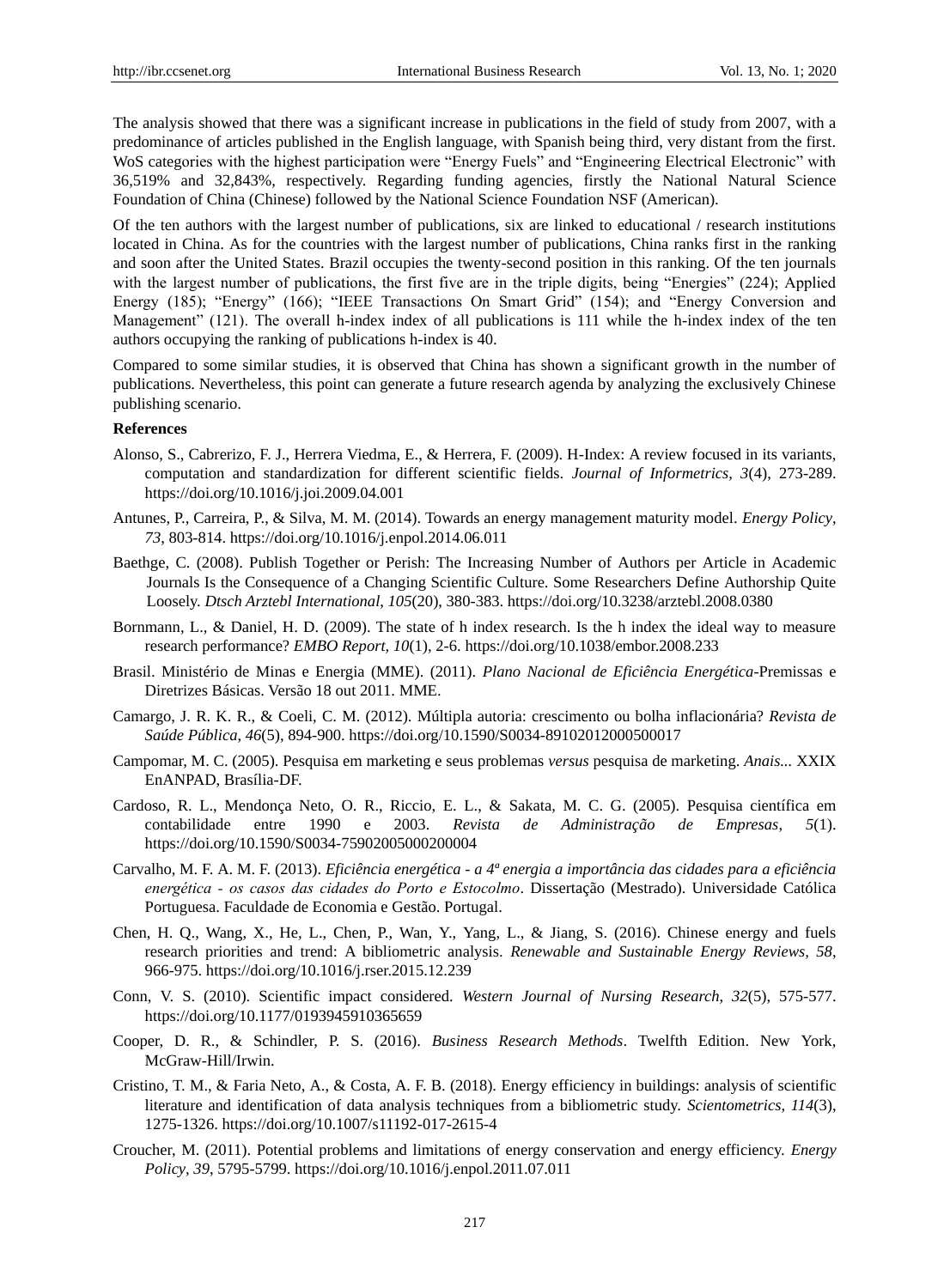The analysis showed that there was a significant increase in publications in the field of study from 2007, with a predominance of articles published in the English language, with Spanish being third, very distant from the first. WoS categories with the highest participation were "Energy Fuels" and "Engineering Electrical Electronic" with 36,519% and 32,843%, respectively. Regarding funding agencies, firstly the National Natural Science Foundation of China (Chinese) followed by the National Science Foundation NSF (American).

Of the ten authors with the largest number of publications, six are linked to educational / research institutions located in China. As for the countries with the largest number of publications, China ranks first in the ranking and soon after the United States. Brazil occupies the twenty-second position in this ranking. Of the ten journals with the largest number of publications, the first five are in the triple digits, being "Energies" (224); Applied Energy (185); "Energy" (166); "IEEE Transactions On Smart Grid" (154); and "Energy Conversion and Management" (121). The overall h-index index of all publications is 111 while the h-index index of the ten authors occupying the ranking of publications h-index is 40.

Compared to some similar studies, it is observed that China has shown a significant growth in the number of publications. Nevertheless, this point can generate a future research agenda by analyzing the exclusively Chinese publishing scenario.

**References**

Alonso, S., Cabrerizo, F. J., Herrera Viedma, E., & Herrera, F. (2009). H-Index: A review focused in its variants, computation and standardization for different scientific fields. *Journal of Informetrics, 3*(4), 273-289. https://doi.org/10.1016/j.joi.2009.04.001

Antunes, P., Carreira, P., & Silva, M. M. (2014). Towards an energy management maturity model. *Energy Policy*, *73*, 803-814. https://doi.org/10.1016/j.enpol.2014.06.011

Baethge, C. (2008). Publish Together or Perish: The Increasing Number of Authors per Article in Academic Journals Is the Consequence of a Changing Scientific Culture. Some Researchers Define Authorship Quite Loosely. *Dtsch Arztebl International*, *105*(20), 380-383. https://doi.org/10.3238/arztebl.2008.0380

Bornmann, L., & Daniel, H. D. (2009). The state of h index research. Is the h index the ideal way to measure research performance? *EMBO Report, 10*(1), 2-6. https://doi.org/10.1038/embor.2008.233

Brasil. Ministério de Minas e Energia (MME). (2011). *Plano Nacional de Eficiência Energética*-Premissas e Diretrizes Básicas. Versão 18 out 2011. MME.

Camargo, J. R. K. R., & Coeli, C. M. (2012). Múltipla autoria: crescimento ou bolha inflacionária? *Revista de Saúde Pública*, *46*(5), 894-900. https://doi.org/10.1590/S0034-89102012000500017

Campomar, M. C. (2005). Pesquisa em marketing e seus problemas *versus* pesquisa de marketing. *Anais...* XXIX EnANPAD, Brasília-DF.

Cardoso, R. L., Mendonça Neto, O. R., Riccio, E. L., & Sakata, M. C. G. (2005). Pesquisa científica em contabilidade entre 1990 e 2003. *Revista de Administração de Empresas*, *5*(1). https://doi.org/10.1590/S0034-75902005000200004

Carvalho, M. F. A. M. F. (2013). *Eficiência energética - a 4ª energia a importância das cidades para a eficiência energética - os casos das cidades do Porto e Estocolmo*. Dissertação (Mestrado). Universidade Católica Portuguesa. Faculdade de Economia e Gestão. Portugal.

Chen, H. Q., Wang, X., He, L., Chen, P., Wan, Y., Yang, L., & Jiang, S. (2016). Chinese energy and fuels research priorities and trend: A bibliometric analysis. *Renewable and Sustainable Energy Reviews, 58*, 966-975. https://doi.org/10.1016/j.rser.2015.12.239

Conn, V. S. (2010). Scientific impact considered. *Western Journal of Nursing Research, 32*(5), 575-577. https://doi.org/10.1177/0193945910365659

Cooper, D. R., & Schindler, P. S. (2016). *Business Research Methods*. Twelfth Edition. New York, McGraw-Hill/Irwin.

Cristino, T. M., & Faria Neto, A., & Costa, A. F. B. (2018). Energy efficiency in buildings: analysis of scientific literature and identification of data analysis techniques from a bibliometric study. *Scientometrics, 114*(3), 1275-1326. https://doi.org/10.1007/s11192-017-2615-4

Croucher, M. (2011). Potential problems and limitations of energy conservation and energy efficiency. *Energy Policy*, *39*, 5795-5799. https://doi.org/10.1016/j.enpol.2011.07.011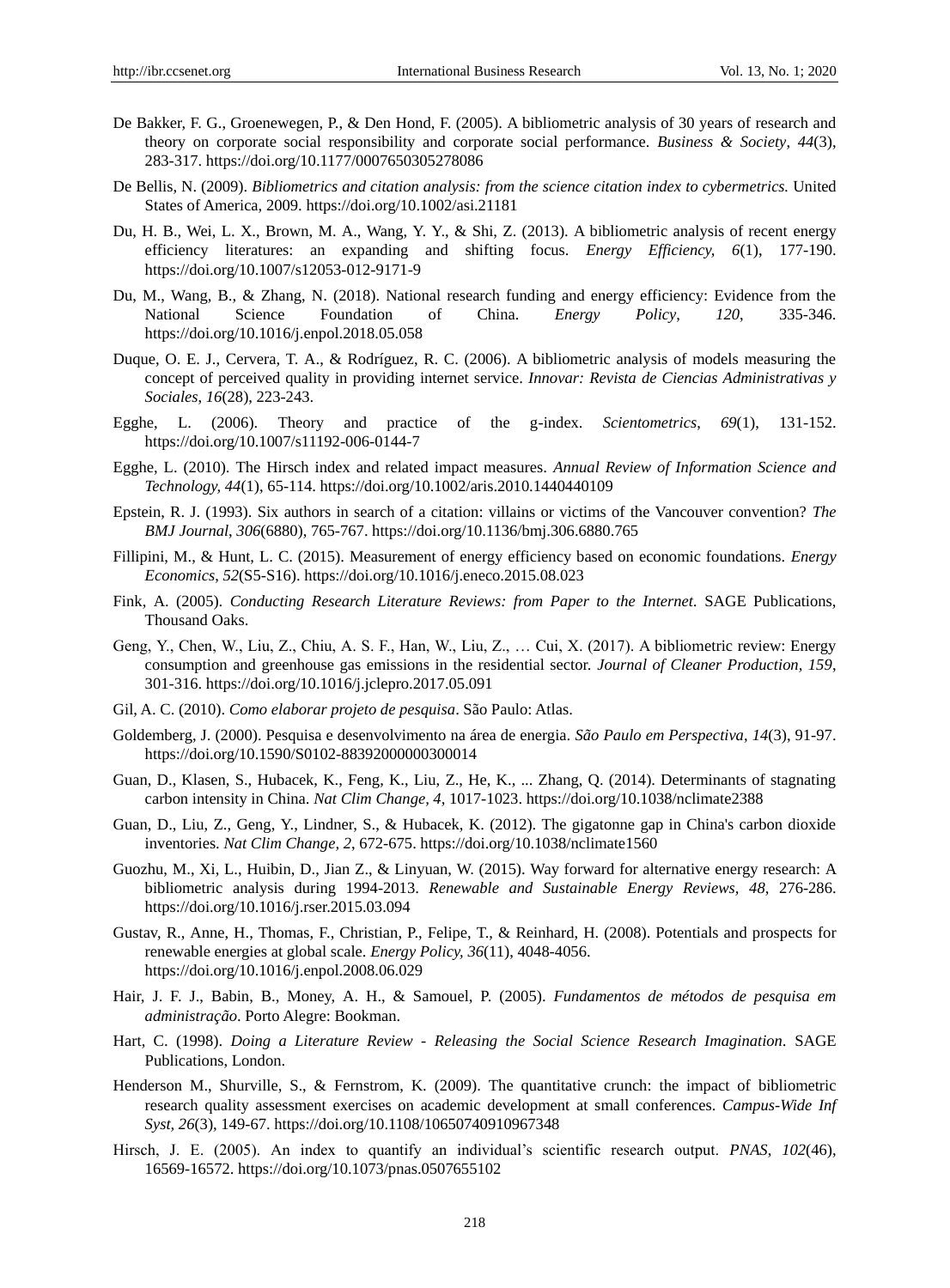De Bakker, F. G., Groenewegen, P., & Den Hond, F. (2005). A bibliometric analysis of 30 years of research and theory on corporate social responsibility and corporate social performance. *Business & Society*, *44*(3), 283-317. https://doi.org/10.1177/0007650305278086

De Bellis, N. (2009). *Bibliometrics and citation analysis: from the science citation index to cybermetrics.* United States of America, 2009. https://doi.org/10.1002/asi.21181

Du, H. B., Wei, L. X., Brown, M. A., Wang, Y. Y., & Shi, Z. (2013). A bibliometric analysis of recent energy efficiency literatures: an expanding and shifting focus. *Energy Efficiency, 6*(1), 177-190. https://doi.org/10.1007/s12053-012-9171-9

Du, M., Wang, B., & Zhang, N. (2018). National research funding and energy efficiency: Evidence from the National Science Foundation of China. *Energy Policy*, *120*, 335-346. https://doi.org/10.1016/j.enpol.2018.05.058

Duque, O. E. J., Cervera, T. A., & Rodríguez, R. C. (2006). A bibliometric analysis of models measuring the concept of perceived quality in providing internet service. *Innovar: Revista de Ciencias Administrativas y Sociales*, *16*(28), 223-243.

Egghe, L. (2006). Theory and practice of the g-index. *Scientometrics*, *69*(1), 131-152. https://doi.org/10.1007/s11192-006-0144-7

Egghe, L. (2010). The Hirsch index and related impact measures. *Annual Review of Information Science and Technology, 44*(1), 65-114. https://doi.org/10.1002/aris.2010.1440440109

Epstein, R. J. (1993). Six authors in search of a citation: villains or victims of the Vancouver convention? *The BMJ Journal*, *306*(6880), 765-767. https://doi.org/10.1136/bmj.306.6880.765

Fillipini, M., & Hunt, L. C. (2015). Measurement of energy efficiency based on economic foundations. *Energy Economics, 52*(S5-S16). https://doi.org/10.1016/j.eneco.2015.08.023

Fink, A. (2005). *Conducting Research Literature Reviews: from Paper to the Internet*. SAGE Publications, Thousand Oaks.

Geng, Y., Chen, W., Liu, Z., Chiu, A. S. F., Han, W., Liu, Z., … Cui, X. (2017). A bibliometric review: Energy consumption and greenhouse gas emissions in the residential sector. *Journal of Cleaner Production, 159*, 301-316. https://doi.org/10.1016/j.jclepro.2017.05.091

Gil, A. C. (2010). *Como elaborar projeto de pesquisa*. São Paulo: Atlas.

Goldemberg, J. (2000). Pesquisa e desenvolvimento na área de energia. *São Paulo em Perspectiva, 14*(3), 91-97. https://doi.org/10.1590/S0102-88392000000300014

Guan, D., Klasen, S., Hubacek, K., Feng, K., Liu, Z., He, K., ... Zhang, Q. (2014). Determinants of stagnating carbon intensity in China. *Nat Clim Change, 4*, 1017-1023. https://doi.org/10.1038/nclimate2388

Guan, D., Liu, Z., Geng, Y., Lindner, S., & Hubacek, K. (2012). The gigatonne gap in China's carbon dioxide inventories. *Nat Clim Change, 2*, 672-675. https://doi.org/10.1038/nclimate1560

Guozhu, M., Xi, L., Huibin, D., Jian Z., & Linyuan, W. (2015). Way forward for alternative energy research: A bibliometric analysis during 1994-2013. *Renewable and Sustainable Energy Reviews, 48*, 276-286. https://doi.org/10.1016/j.rser.2015.03.094

Gustav, R., Anne, H., Thomas, F., Christian, P., Felipe, T., & Reinhard, H. (2008). Potentials and prospects for renewable energies at global scale. *Energy Policy, 36*(11), 4048-4056. https://doi.org/10.1016/j.enpol.2008.06.029

Hair, J. F. J., Babin, B., Money, A. H., & Samouel, P. (2005). *Fundamentos de métodos de pesquisa em administração*. Porto Alegre: Bookman.

Hart, C. (1998). *Doing a Literature Review - Releasing the Social Science Research Imagination*. SAGE Publications, London.

Henderson M., Shurville, S., & Fernstrom, K. (2009). The quantitative crunch: the impact of bibliometric research quality assessment exercises on academic development at small conferences. *Campus-Wide Inf Syst, 26*(3), 149-67. https://doi.org/10.1108/10650740910967348

Hirsch, J. E. (2005). An index to quantify an individual's scientific research output. *PNAS, 102*(46), 16569-16572. https://doi.org/10.1073/pnas.0507655102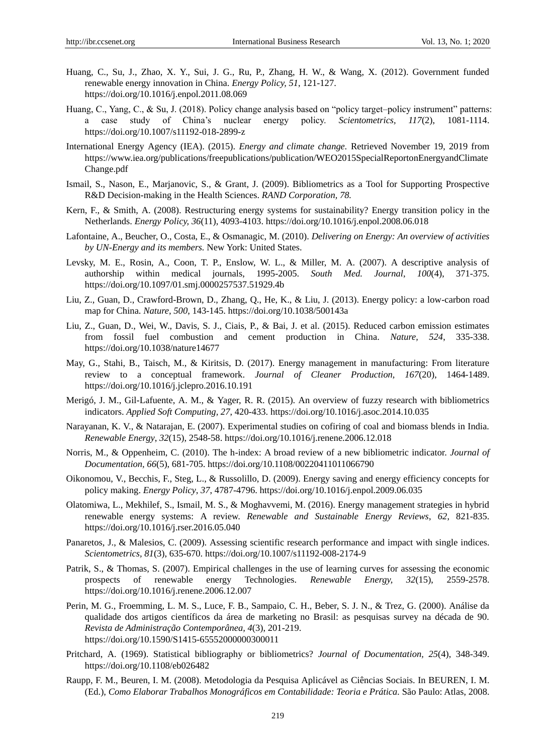Huang, C., Su, J., Zhao, X. Y., Sui, J. G., Ru, P., Zhang, H. W., & Wang, X. (2012). Government funded renewable energy innovation in China. *Energy Policy, 51*, 121-127. https://doi.org/10.1016/j.enpol.2011.08.069

Huang, C., Yang, C., & Su, J. (2018). Policy change analysis based on "policy target–policy instrument" patterns: a case study of China's nuclear energy policy. *Scientometrics, 117*(2), 1081-1114. https://doi.org/10.1007/s11192-018-2899-z

International Energy Agency (IEA). (2015). *Energy and climate change*. Retrieved November 19, 2019 from https://www.iea.org/publications/freepublications/publication/WEO2015SpecialReportonEnergyandClimateChange.pdf

Ismail, S., Nason, E., Marjanovic, S., & Grant, J. (2009). Bibliometrics as a Tool for Supporting Prospective R&D Decision-making in the Health Sciences. *RAND Corporation, 78.*

Kern, F., & Smith, A. (2008). Restructuring energy systems for sustainability? Energy transition policy in the Netherlands. *Energy Policy, 36*(11), 4093-4103. https://doi.org/10.1016/j.enpol.2008.06.018

Lafontaine, A., Beucher, O., Costa, E., & Osmanagic, M. (2010). *Delivering on Energy: An overview of activities by UN-Energy and its members.* New York: United States.

Levsky, M. E., Rosin, A., Coon, T. P., Enslow, W. L., & Miller, M. A. (2007). A descriptive analysis of authorship within medical journals, 1995-2005. *South Med. Journal*, *100*(4), 371-375. https://doi.org/10.1097/01.smj.0000257537.51929.4b

Liu, Z., Guan, D., Crawford-Brown, D., Zhang, Q., He, K., & Liu, J. (2013). Energy policy: a low-carbon road map for China. *Nature, 500*, 143-145. https://doi.org/10.1038/500143a

Liu, Z., Guan, D., Wei, W., Davis, S. J., Ciais, P., & Bai, J. et al. (2015). Reduced carbon emission estimates from fossil fuel combustion and cement production in China. *Nature, 524*, 335-338. https://doi.org/10.1038/nature14677

May, G., Stahi, B., Taisch, M., & Kiritsis, D. (2017). Energy management in manufacturing: From literature review to a conceptual framework. *Journal of Cleaner Production, 167*(20), 1464-1489. https://doi.org/10.1016/j.jclepro.2016.10.191

Merigó, J. M., Gil-Lafuente, A. M., & Yager, R. R. (2015). An overview of fuzzy research with bibliometrics indicators. *Applied Soft Computing, 27*, 420-433. https://doi.org/10.1016/j.asoc.2014.10.035

Narayanan, K. V., & Natarajan, E. (2007). Experimental studies on cofiring of coal and biomass blends in India. *Renewable Energy, 32*(15), 2548-58. https://doi.org/10.1016/j.renene.2006.12.018

Norris, M., & Oppenheim, C. (2010). The h-index: A broad review of a new bibliometric indicator. *Journal of Documentation, 66*(5), 681-705. https://doi.org/10.1108/00220411011066790

Oikonomou, V., Becchis, F., Steg, L., & Russolillo, D. (2009). Energy saving and energy efficiency concepts for policy making. *Energy Policy, 37*, 4787-4796. https://doi.org/10.1016/j.enpol.2009.06.035

Olatomiwa, L., Mekhilef, S., Ismail, M. S., & Moghavvemi, M. (2016). Energy management strategies in hybrid renewable energy systems: A review. *Renewable and Sustainable Energy Reviews*, *62*, 821-835. https://doi.org/10.1016/j.rser.2016.05.040

Panaretos, J., & Malesios, C. (2009). Assessing scientific research performance and impact with single indices. *Scientometrics, 81*(3), 635-670. https://doi.org/10.1007/s11192-008-2174-9

Patrik, S., & Thomas, S. (2007). Empirical challenges in the use of learning curves for assessing the economic prospects of renewable energy Technologies. *Renewable Energy, 32*(15), 2559-2578. https://doi.org/10.1016/j.renene.2006.12.007

Perin, M. G., Froemming, L. M. S., Luce, F. B., Sampaio, C. H., Beber, S. J. N., & Trez, G. (2000). Análise da qualidade dos artigos científicos da área de marketing no Brasil: as pesquisas survey na década de 90. *Revista de Administração Contemporânea, 4*(3), 201-219. https://doi.org/10.1590/S1415-65552000000300011

Pritchard, A. (1969). Statistical bibliography or bibliometrics? *Journal of Documentation, 25*(4), 348-349. https://doi.org/10.1108/eb026482

Raupp, F. M., Beuren, I. M. (2008). Metodologia da Pesquisa Aplicável as Ciências Sociais. In BEUREN, I. M. (Ed.), *Como Elaborar Trabalhos Monográficos em Contabilidade: Teoria e Prática.* São Paulo: Atlas, 2008.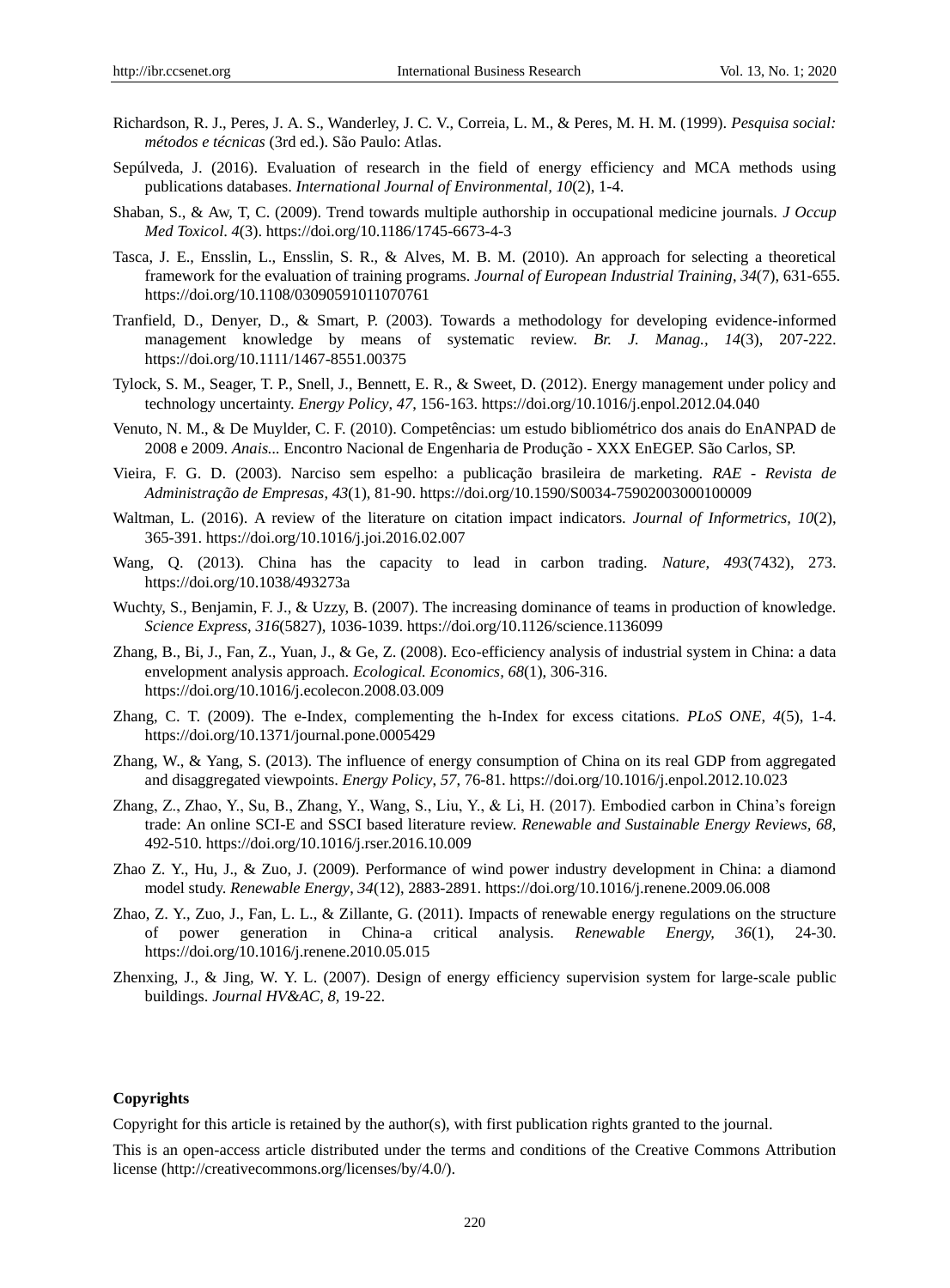Richardson, R. J., Peres, J. A. S., Wanderley, J. C. V., Correia, L. M., & Peres, M. H. M. (1999). *Pesquisa social: métodos e técnicas* (3rd ed.). São Paulo: Atlas.

Sepúlveda, J. (2016). Evaluation of research in the field of energy efficiency and MCA methods using publications databases. *International Journal of Environmental, 10*(2), 1-4.

Shaban, S., & Aw, T, C. (2009). Trend towards multiple authorship in occupational medicine journals. *J Occup Med Toxicol. 4*(3). https://doi.org/10.1186/1745-6673-4-3

Tasca, J. E., Ensslin, L., Ensslin, S. R., & Alves, M. B. M. (2010). An approach for selecting a theoretical framework for the evaluation of training programs. *Journal of European Industrial Training, 34*(7), 631-655. https://doi.org/10.1108/03090591011070761

Tranfield, D., Denyer, D., & Smart, P. (2003). Towards a methodology for developing evidence-informed management knowledge by means of systematic review. *Br. J. Manag., 14*(3), 207-222. https://doi.org/10.1111/1467-8551.00375

Tylock, S. M., Seager, T. P., Snell, J., Bennett, E. R., & Sweet, D. (2012). Energy management under policy and technology uncertainty. *Energy Policy, 47*, 156-163. https://doi.org/10.1016/j.enpol.2012.04.040

Venuto, N. M., & De Muylder, C. F. (2010). Competências: um estudo bibliométrico dos anais do EnANPAD de 2008 e 2009. *Anais*... Encontro Nacional de Engenharia de Produção - XXX EnEGEP. São Carlos, SP.

Vieira, F. G. D. (2003). Narciso sem espelho: a publicação brasileira de marketing. *RAE - Revista de Administração de Empresas, 43*(1), 81-90. https://doi.org/10.1590/S0034-75902003000100009

Waltman, L. (2016). A review of the literature on citation impact indicators. *Journal of Informetrics, 10*(2), 365-391. https://doi.org/10.1016/j.joi.2016.02.007

Wang, Q. (2013). China has the capacity to lead in carbon trading. *Nature, 493*(7432), 273. https://doi.org/10.1038/493273a

Wuchty, S., Benjamin, F. J., & Uzzy, B. (2007). The increasing dominance of teams in production of knowledge. *Science Express, 316*(5827), 1036-1039. https://doi.org/10.1126/science.1136099

Zhang, B., Bi, J., Fan, Z., Yuan, J., & Ge, Z. (2008). Eco-efficiency analysis of industrial system in China: a data envelopment analysis approach. *Ecological. Economics, 68*(1), 306-316. https://doi.org/10.1016/j.ecolecon.2008.03.009

Zhang, C. T. (2009). The e-Index, complementing the h-Index for excess citations. *PLoS ONE, 4*(5), 1-4. https://doi.org/10.1371/journal.pone.0005429

Zhang, W., & Yang, S. (2013). The influence of energy consumption of China on its real GDP from aggregated and disaggregated viewpoints. *Energy Policy, 57*, 76-81. https://doi.org/10.1016/j.enpol.2012.10.023

Zhang, Z., Zhao, Y., Su, B., Zhang, Y., Wang, S., Liu, Y., & Li, H. (2017). Embodied carbon in China's foreign trade: An online SCI-E and SSCI based literature review. *Renewable and Sustainable Energy Reviews, 68*, 492-510. https://doi.org/10.1016/j.rser.2016.10.009

Zhao Z. Y., Hu, J., & Zuo, J. (2009). Performance of wind power industry development in China: a diamond model study. *Renewable Energy, 34*(12), 2883-2891. https://doi.org/10.1016/j.renene.2009.06.008

Zhao, Z. Y., Zuo, J., Fan, L. L., & Zillante, G. (2011). Impacts of renewable energy regulations on the structure of power generation in China-a critical analysis. *Renewable Energy, 36*(1), 24-30. https://doi.org/10.1016/j.renene.2010.05.015

Zhenxing, J., & Jing, W. Y. L. (2007). Design of energy efficiency supervision system for large-scale public buildings. *Journal HV&AC, 8*, 19-22.

**Copyrights**

Copyright for this article is retained by the author(s), with first publication rights granted to the journal.

This is an open-access article distributed under the terms and conditions of the Creative Commons Attribution license (http://creativecommons.org/licenses/by/4.0/).